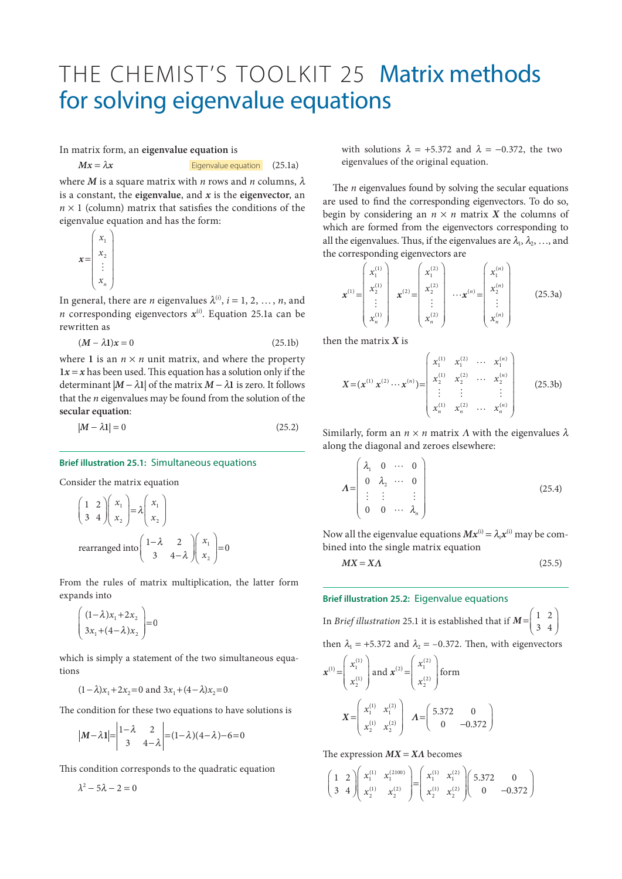# THE CHEMIST'S TOOLKIT 25 Matrix methods for solving eigenvalue equations

In matrix form, an **eigenvalue equation** is

$$\boldsymbol{Mx} = \lambda \boldsymbol{x} \quad \text{Eigenvalue equation} \quad (25.1a)$$

where $\boldsymbol{M}$ is a square matrix with $n$ rows and $n$ columns, $\lambda$ is a constant, the **eigenvalue**, and $\boldsymbol{x}$ is the **eigenvector**, an $n \times 1$ (column) matrix that satisfies the conditions of the eigenvalue equation and has the form:

$$\boldsymbol{x} = \begin{pmatrix} x_1 \\ x_2 \\ \vdots \\ x_n \end{pmatrix}$$

In general, there are $n$ eigenvalues $\lambda^{(i)}$, $i = 1, 2, \ldots, n$, and $n$ corresponding eigenvectors $\boldsymbol{x}^{(i)}$. Equation 25.1a can be rewritten as

$$(\boldsymbol{M} - \lambda\boldsymbol{1})\boldsymbol{x} = 0 \quad (25.1b)$$

where $\boldsymbol{1}$ is an $n \times n$ unit matrix, and where the property $\boldsymbol{1x} = \boldsymbol{x}$ has been used. This equation has a solution only if the determinant $|\boldsymbol{M} - \lambda\boldsymbol{1}|$ of the matrix $\boldsymbol{M} - \lambda\boldsymbol{1}$ is zero. It follows that the $n$ eigenvalues may be found from the solution of the **secular equation**:

$$|\boldsymbol{M} - \lambda\boldsymbol{1}| = 0 \quad (25.2)$$

### Brief illustration 25.1: Simultaneous equations

Consider the matrix equation

$$\begin{pmatrix} 1 & 2 \\ 3 & 4 \end{pmatrix}\begin{pmatrix} x_1 \\ x_2 \end{pmatrix} = \lambda \begin{pmatrix} x_1 \\ x_2 \end{pmatrix}$$

$$\text{rearranged into} \begin{pmatrix} 1-\lambda & 2 \\ 3 & 4-\lambda \end{pmatrix}\begin{pmatrix} x_1 \\ x_2 \end{pmatrix} = 0$$

From the rules of matrix multiplication, the latter form expands into

$$\begin{pmatrix} (1-\lambda)x_1 + 2x_2 \\ 3x_1 + (4-\lambda)x_2 \end{pmatrix} = 0$$

which is simply a statement of the two simultaneous equations

$$(1-\lambda)x_1 + 2x_2 = 0 \text{ and } 3x_1 + (4-\lambda)x_2 = 0$$

The condition for these two equations to have solutions is

$$|\boldsymbol{M} - \lambda\boldsymbol{1}| = \begin{vmatrix} 1-\lambda & 2 \\ 3 & 4-\lambda \end{vmatrix} = (1-\lambda)(4-\lambda) - 6 = 0$$

This condition corresponds to the quadratic equation

$$\lambda^2 - 5\lambda - 2 = 0$$

with solutions $\lambda = +5.372$ and $\lambda = -0.372$, the two eigenvalues of the original equation.

The $n$ eigenvalues found by solving the secular equations are used to find the corresponding eigenvectors. To do so, begin by considering an $n \times n$ matrix $\boldsymbol{X}$ the columns of which are formed from the eigenvectors corresponding to all the eigenvalues. Thus, if the eigenvalues are $\lambda_1, \lambda_2, \ldots$, and the corresponding eigenvectors are

$$\boldsymbol{x}^{(1)} = \begin{pmatrix} x_1^{(1)} \\ x_2^{(1)} \\ \vdots \\ x_n^{(1)} \end{pmatrix} \quad \boldsymbol{x}^{(2)} = \begin{pmatrix} x_1^{(2)} \\ x_2^{(2)} \\ \vdots \\ x_n^{(2)} \end{pmatrix} \quad \cdots \boldsymbol{x}^{(n)} = \begin{pmatrix} x_1^{(n)} \\ x_2^{(n)} \\ \vdots \\ x_n^{(n)} \end{pmatrix} \quad (25.3a)$$

then the matrix $\boldsymbol{X}$ is

$$\boldsymbol{X} = (\boldsymbol{x}^{(1)}\,\boldsymbol{x}^{(2)} \cdots \boldsymbol{x}^{(n)}) = \begin{pmatrix} x_1^{(1)} & x_1^{(2)} & \cdots & x_1^{(n)} \\ x_2^{(1)} & x_2^{(2)} & \cdots & x_2^{(n)} \\ \vdots & \vdots & & \vdots \\ x_n^{(1)} & x_n^{(2)} & \cdots & x_n^{(n)} \end{pmatrix} \quad (25.3b)$$

Similarly, form an $n \times n$ matrix $\boldsymbol{\Lambda}$ with the eigenvalues $\lambda$ along the diagonal and zeroes elsewhere:

$$\boldsymbol{\Lambda} = \begin{pmatrix} \lambda_1 & 0 & \cdots & 0 \\ 0 & \lambda_2 & \cdots & 0 \\ \vdots & \vdots & & \vdots \\ 0 & 0 & \cdots & \lambda_n \end{pmatrix} \quad (25.4)$$

Now all the eigenvalue equations $\boldsymbol{Mx}^{(i)} = \lambda_i \boldsymbol{x}^{(i)}$ may be combined into the single matrix equation

$$\boldsymbol{MX} = \boldsymbol{X\Lambda} \quad (25.5)$$

### Brief illustration 25.2: Eigenvalue equations

In *Brief illustration* 25.1 it is established that if $\boldsymbol{M} = \begin{pmatrix} 1 & 2 \\ 3 & 4 \end{pmatrix}$ then $\lambda_1 = +5.372$ and $\lambda_2 = -0.372$. Then, with eigenvectors $\boldsymbol{x}^{(1)} = \begin{pmatrix} x_1^{(1)} \\ x_2^{(1)} \end{pmatrix}$ and $\boldsymbol{x}^{(2)} = \begin{pmatrix} x_1^{(2)} \\ x_2^{(2)} \end{pmatrix}$ form

$$\boldsymbol{X} = \begin{pmatrix} x_1^{(1)} & x_1^{(2)} \\ x_2^{(1)} & x_2^{(2)} \end{pmatrix} \quad \boldsymbol{\Lambda} = \begin{pmatrix} 5.372 & 0 \\ 0 & -0.372 \end{pmatrix}$$

The expression $\boldsymbol{MX} = \boldsymbol{X\Lambda}$ becomes

$$\begin{pmatrix} 1 & 2 \\ 3 & 4 \end{pmatrix}\begin{pmatrix} x_1^{(1)} & x_1^{(2100)} \\ x_2^{(1)} & x_2^{(2)} \end{pmatrix} = \begin{pmatrix} x_1^{(1)} & x_1^{(2)} \\ x_2^{(1)} & x_2^{(2)} \end{pmatrix}\begin{pmatrix} 5.372 & 0 \\ 0 & -0.372 \end{pmatrix}$$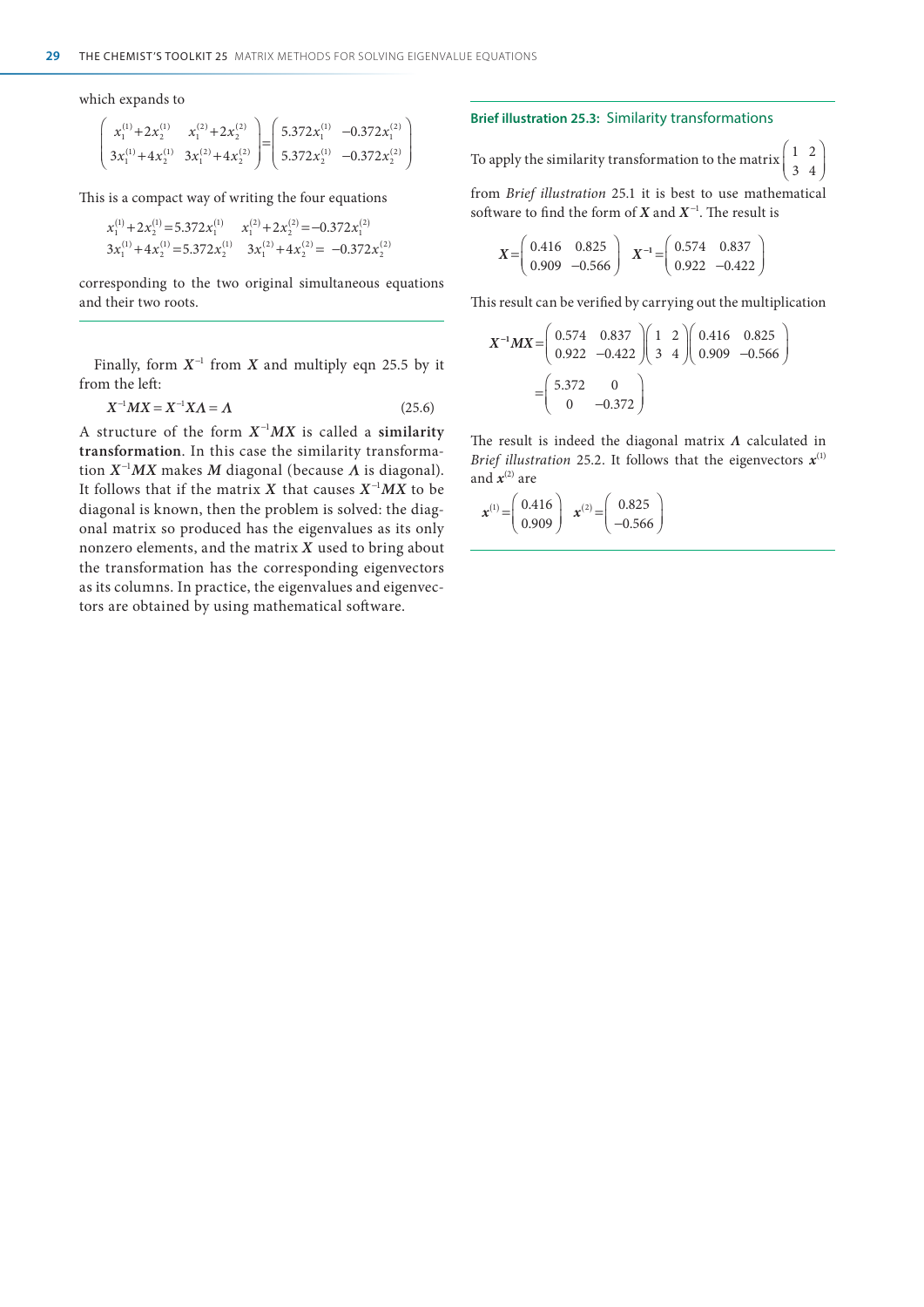which expands to

$$\begin{pmatrix} x_1^{(1)}+2x_2^{(1)} & x_1^{(2)}+2x_2^{(2)} \\ 3x_1^{(1)}+4x_2^{(1)} & 3x_1^{(2)}+4x_2^{(2)} \end{pmatrix} = \begin{pmatrix} 5.372x_1^{(1)} & -0.372x_1^{(2)} \\ 5.372x_2^{(1)} & -0.372x_2^{(2)} \end{pmatrix}$$

This is a compact way of writing the four equations

$$\begin{array}{ll} x_1^{(1)}+2x_2^{(1)}=5.372x_1^{(1)} & x_1^{(2)}+2x_2^{(2)}=-0.372x_1^{(2)} \\ 3x_1^{(1)}+4x_2^{(1)}=5.372x_2^{(1)} & 3x_1^{(2)}+4x_2^{(2)}=-0.372x_2^{(2)} \end{array}$$

corresponding to the two original simultaneous equations and their two roots.

Finally, form $\boldsymbol{X}^{-1}$ from $\boldsymbol{X}$ and multiply eqn 25.5 by it from the left:

$$\boldsymbol{X}^{-1}\boldsymbol{M}\boldsymbol{X} = \boldsymbol{X}^{-1}\boldsymbol{X}\boldsymbol{\Lambda} = \boldsymbol{\Lambda} \qquad (25.6)$$

A structure of the form $\boldsymbol{X}^{-1}\boldsymbol{M}\boldsymbol{X}$ is called a **similarity transformation**. In this case the similarity transformation $\boldsymbol{X}^{-1}\boldsymbol{M}\boldsymbol{X}$ makes $\boldsymbol{M}$ diagonal (because $\boldsymbol{\Lambda}$ is diagonal). It follows that if the matrix $\boldsymbol{X}$ that causes $\boldsymbol{X}^{-1}\boldsymbol{M}\boldsymbol{X}$ to be diagonal is known, then the problem is solved: the diagonal matrix so produced has the eigenvalues as its only nonzero elements, and the matrix $\boldsymbol{X}$ used to bring about the transformation has the corresponding eigenvectors as its columns. In practice, the eigenvalues and eigenvectors are obtained by using mathematical software.

### Brief illustration 25.3: Similarity transformations

To apply the similarity transformation to the matrix $\begin{pmatrix} 1 & 2 \\ 3 & 4 \end{pmatrix}$ from *Brief illustration* 25.1 it is best to use mathematical software to find the form of $\boldsymbol{X}$ and $\boldsymbol{X}^{-1}$. The result is

$$\boldsymbol{X} = \begin{pmatrix} 0.416 & 0.825 \\ 0.909 & -0.566 \end{pmatrix} \quad \boldsymbol{X}^{-1} = \begin{pmatrix} 0.574 & 0.837 \\ 0.922 & -0.422 \end{pmatrix}$$

This result can be verified by carrying out the multiplication

$$\boldsymbol{X}^{-1}\boldsymbol{M}\boldsymbol{X} = \begin{pmatrix} 0.574 & 0.837 \\ 0.922 & -0.422 \end{pmatrix}\begin{pmatrix} 1 & 2 \\ 3 & 4 \end{pmatrix}\begin{pmatrix} 0.416 & 0.825 \\ 0.909 & -0.566 \end{pmatrix} = \begin{pmatrix} 5.372 & 0 \\ 0 & -0.372 \end{pmatrix}$$

The result is indeed the diagonal matrix $\boldsymbol{\Lambda}$ calculated in *Brief illustration* 25.2. It follows that the eigenvectors $\boldsymbol{x}^{(1)}$ and $\boldsymbol{x}^{(2)}$ are

$$\boldsymbol{x}^{(1)} = \begin{pmatrix} 0.416 \\ 0.909 \end{pmatrix} \quad \boldsymbol{x}^{(2)} = \begin{pmatrix} 0.825 \\ -0.566 \end{pmatrix}$$